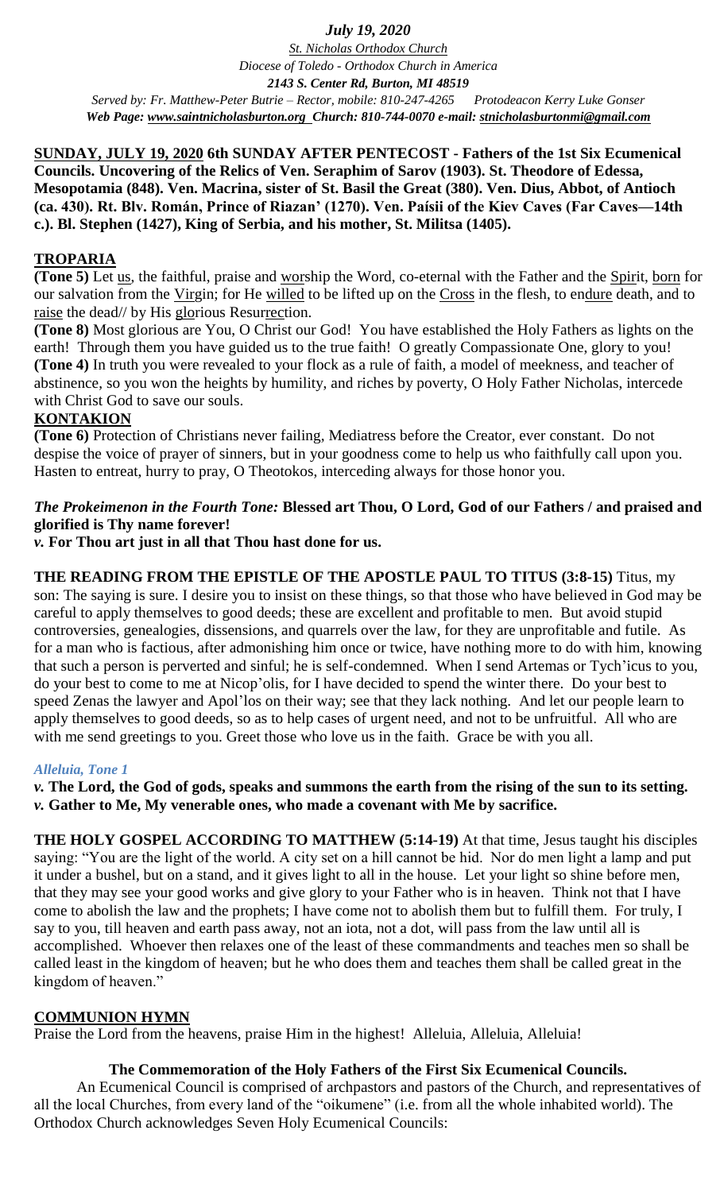*July 19, 2020*

*St. Nicholas Orthodox Church*
*Diocese of Toledo - Orthodox Church in America*
*2143 S. Center Rd, Burton, MI 48519*
*Served by: Fr. Matthew-Peter Butrie – Rector, mobile: 810-247-4265 Protodeacon Kerry Luke Gonser*
*Web Page: www.saintnicholasburton.org Church: 810-744-0070 e-mail: stnicholasburtonmi@gmail.com*

**SUNDAY, JULY 19, 2020 6th SUNDAY AFTER PENTECOST - Fathers of the 1st Six Ecumenical Councils. Uncovering of the Relics of Ven. Seraphim of Sarov (1903). St. Theodore of Edessa, Mesopotamia (848). Ven. Macrina, sister of St. Basil the Great (380). Ven. Dius, Abbot, of Antioch (ca. 430). Rt. Blv. Román, Prince of Riazan' (1270). Ven. Paísii of the Kiev Caves (Far Caves—14th c.). Bl. Stephen (1427), King of Serbia, and his mother, St. Militsa (1405).**

## TROPARIA

**(Tone 5)** Let us, the faithful, praise and worship the Word, co-eternal with the Father and the Spirit, born for our salvation from the Virgin; for He willed to be lifted up on the Cross in the flesh, to endure death, and to raise the dead// by His glorious Resurrection.

**(Tone 8)** Most glorious are You, O Christ our God! You have established the Holy Fathers as lights on the earth! Through them you have guided us to the true faith! O greatly Compassionate One, glory to you!

**(Tone 4)** In truth you were revealed to your flock as a rule of faith, a model of meekness, and teacher of abstinence, so you won the heights by humility, and riches by poverty, O Holy Father Nicholas, intercede with Christ God to save our souls.

## KONTAKION

**(Tone 6)** Protection of Christians never failing, Mediatress before the Creator, ever constant. Do not despise the voice of prayer of sinners, but in your goodness come to help us who faithfully call upon you. Hasten to entreat, hurry to pray, O Theotokos, interceding always for those honor you.

***The Prokeimenon in the Fourth Tone:*** **Blessed art Thou, O Lord, God of our Fathers / and praised and glorified is Thy name forever!**

***v.*** **For Thou art just in all that Thou hast done for us.**

**THE READING FROM THE EPISTLE OF THE APOSTLE PAUL TO TITUS (3:8-15)** Titus, my son: The saying is sure. I desire you to insist on these things, so that those who have believed in God may be careful to apply themselves to good deeds; these are excellent and profitable to men. But avoid stupid controversies, genealogies, dissensions, and quarrels over the law, for they are unprofitable and futile. As for a man who is factious, after admonishing him once or twice, have nothing more to do with him, knowing that such a person is perverted and sinful; he is self-condemned. When I send Artemas or Tych'icus to you, do your best to come to me at Nicop'olis, for I have decided to spend the winter there. Do your best to speed Zenas the lawyer and Apol'los on their way; see that they lack nothing. And let our people learn to apply themselves to good deeds, so as to help cases of urgent need, and not to be unfruitful. All who are with me send greetings to you. Greet those who love us in the faith. Grace be with you all.

***Alleluia, Tone 1***

***v.*** **The Lord, the God of gods, speaks and summons the earth from the rising of the sun to its setting.**

***v.*** **Gather to Me, My venerable ones, who made a covenant with Me by sacrifice.**

**THE HOLY GOSPEL ACCORDING TO MATTHEW (5:14-19)** At that time, Jesus taught his disciples saying: "You are the light of the world. A city set on a hill cannot be hid. Nor do men light a lamp and put it under a bushel, but on a stand, and it gives light to all in the house. Let your light so shine before men, that they may see your good works and give glory to your Father who is in heaven. Think not that I have come to abolish the law and the prophets; I have come not to abolish them but to fulfill them. For truly, I say to you, till heaven and earth pass away, not an iota, not a dot, will pass from the law until all is accomplished. Whoever then relaxes one of the least of these commandments and teaches men so shall be called least in the kingdom of heaven; but he who does them and teaches them shall be called great in the kingdom of heaven."

## COMMUNION HYMN

Praise the Lord from the heavens, praise Him in the highest! Alleluia, Alleluia, Alleluia!

### The Commemoration of the Holy Fathers of the First Six Ecumenical Councils.

An Ecumenical Council is comprised of archpastors and pastors of the Church, and representatives of all the local Churches, from every land of the "oikumene" (i.e. from all the whole inhabited world). The Orthodox Church acknowledges Seven Holy Ecumenical Councils: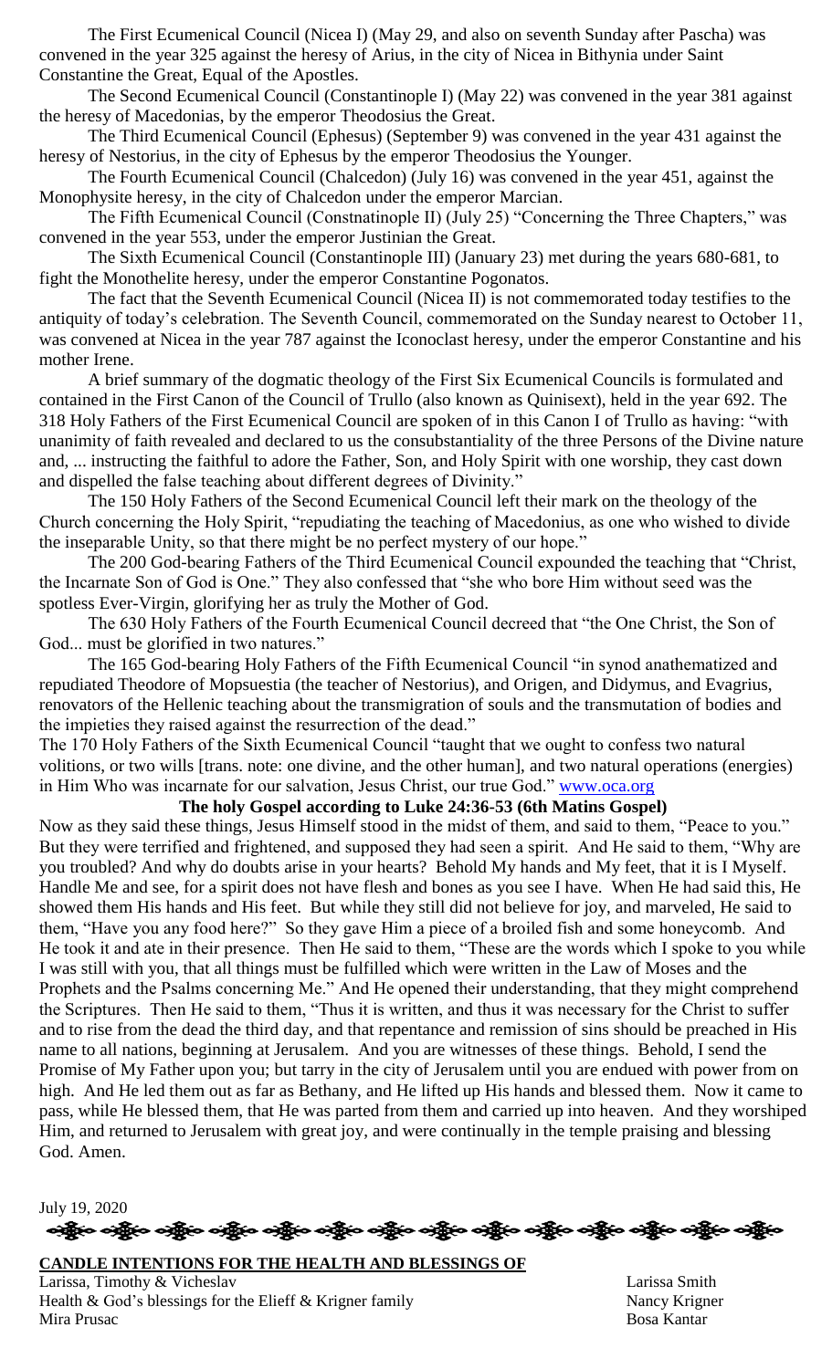The First Ecumenical Council (Nicea I) (May 29, and also on seventh Sunday after Pascha) was convened in the year 325 against the heresy of Arius, in the city of Nicea in Bithynia under Saint Constantine the Great, Equal of the Apostles.

The Second Ecumenical Council (Constantinople I) (May 22) was convened in the year 381 against the heresy of Macedonias, by the emperor Theodosius the Great.

The Third Ecumenical Council (Ephesus) (September 9) was convened in the year 431 against the heresy of Nestorius, in the city of Ephesus by the emperor Theodosius the Younger.

The Fourth Ecumenical Council (Chalcedon) (July 16) was convened in the year 451, against the Monophysite heresy, in the city of Chalcedon under the emperor Marcian.

The Fifth Ecumenical Council (Constnatinople II) (July 25) "Concerning the Three Chapters," was convened in the year 553, under the emperor Justinian the Great.

The Sixth Ecumenical Council (Constantinople III) (January 23) met during the years 680-681, to fight the Monothelite heresy, under the emperor Constantine Pogonatos.

The fact that the Seventh Ecumenical Council (Nicea II) is not commemorated today testifies to the antiquity of today's celebration. The Seventh Council, commemorated on the Sunday nearest to October 11, was convened at Nicea in the year 787 against the Iconoclast heresy, under the emperor Constantine and his mother Irene.

A brief summary of the dogmatic theology of the First Six Ecumenical Councils is formulated and contained in the First Canon of the Council of Trullo (also known as Quinisext), held in the year 692. The 318 Holy Fathers of the First Ecumenical Council are spoken of in this Canon I of Trullo as having: "with unanimity of faith revealed and declared to us the consubstantiality of the three Persons of the Divine nature and, ... instructing the faithful to adore the Father, Son, and Holy Spirit with one worship, they cast down and dispelled the false teaching about different degrees of Divinity."

The 150 Holy Fathers of the Second Ecumenical Council left their mark on the theology of the Church concerning the Holy Spirit, "repudiating the teaching of Macedonius, as one who wished to divide the inseparable Unity, so that there might be no perfect mystery of our hope."

The 200 God-bearing Fathers of the Third Ecumenical Council expounded the teaching that "Christ, the Incarnate Son of God is One." They also confessed that "she who bore Him without seed was the spotless Ever-Virgin, glorifying her as truly the Mother of God.

The 630 Holy Fathers of the Fourth Ecumenical Council decreed that "the One Christ, the Son of God... must be glorified in two natures."

The 165 God-bearing Holy Fathers of the Fifth Ecumenical Council "in synod anathematized and repudiated Theodore of Mopsuestia (the teacher of Nestorius), and Origen, and Didymus, and Evagrius, renovators of the Hellenic teaching about the transmigration of souls and the transmutation of bodies and the impieties they raised against the resurrection of the dead."

The 170 Holy Fathers of the Sixth Ecumenical Council "taught that we ought to confess two natural volitions, or two wills [trans. note: one divine, and the other human], and two natural operations (energies) in Him Who was incarnate for our salvation, Jesus Christ, our true God." www.oca.org

**The holy Gospel according to Luke 24:36-53 (6th Matins Gospel)**

Now as they said these things, Jesus Himself stood in the midst of them, and said to them, "Peace to you." But they were terrified and frightened, and supposed they had seen a spirit. And He said to them, "Why are you troubled? And why do doubts arise in your hearts? Behold My hands and My feet, that it is I Myself. Handle Me and see, for a spirit does not have flesh and bones as you see I have. When He had said this, He showed them His hands and His feet. But while they still did not believe for joy, and marveled, He said to them, "Have you any food here?" So they gave Him a piece of a broiled fish and some honeycomb. And He took it and ate in their presence. Then He said to them, "These are the words which I spoke to you while I was still with you, that all things must be fulfilled which were written in the Law of Moses and the Prophets and the Psalms concerning Me." And He opened their understanding, that they might comprehend the Scriptures. Then He said to them, "Thus it is written, and thus it was necessary for the Christ to suffer and to rise from the dead the third day, and that repentance and remission of sins should be preached in His name to all nations, beginning at Jerusalem. And you are witnesses of these things. Behold, I send the Promise of My Father upon you; but tarry in the city of Jerusalem until you are endued with power from on high. And He led them out as far as Bethany, and He lifted up His hands and blessed them. Now it came to pass, while He blessed them, that He was parted from them and carried up into heaven. And they worshiped Him, and returned to Jerusalem with great joy, and were continually in the temple praising and blessing God. Amen.

July 19, 2020

**CANDLE INTENTIONS FOR THE HEALTH AND BLESSINGS OF**

| | |
|---|---|
| Larissa, Timothy & Vicheslav | Larissa Smith |
| Health & God's blessings for the Elieff & Krigner family | Nancy Krigner |
| Mira Prusac | Bosa Kantar |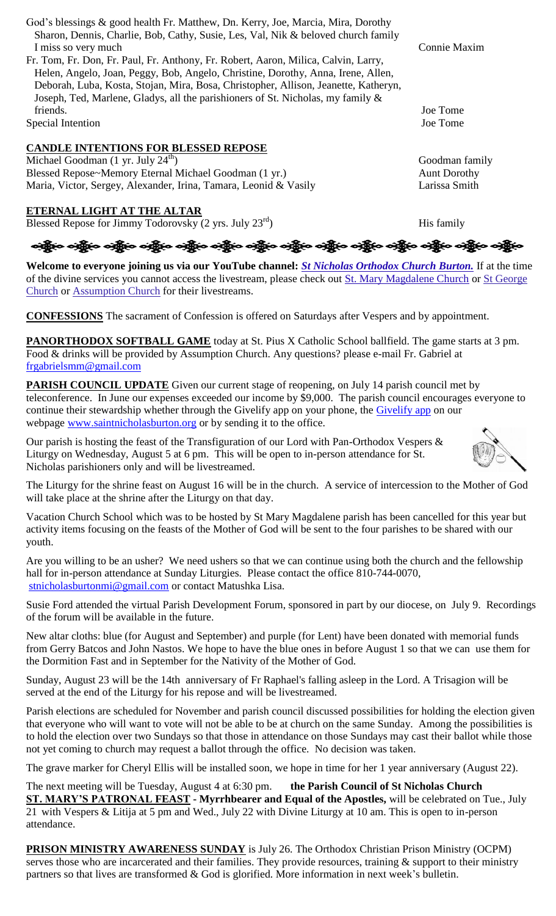God's blessings & good health Fr. Matthew, Dn. Kerry, Joe, Marcia, Mira, Dorothy Sharon, Dennis, Charlie, Bob, Cathy, Susie, Les, Val, Nik & beloved church family I miss so very much — Connie Maxim

Fr. Tom, Fr. Don, Fr. Paul, Fr. Anthony, Fr. Robert, Aaron, Milica, Calvin, Larry, Helen, Angelo, Joan, Peggy, Bob, Angelo, Christine, Dorothy, Anna, Irene, Allen, Deborah, Luba, Kosta, Stojan, Mira, Bosa, Christopher, Allison, Jeanette, Katheryn, Joseph, Ted, Marlene, Gladys, all the parishioners of St. Nicholas, my family & friends. — Joe Tome

Special Intention — Joe Tome

## CANDLE INTENTIONS FOR BLESSED REPOSE

Michael Goodman (1 yr. July 24th) — Goodman family

Blessed Repose~Memory Eternal Michael Goodman (1 yr.) — Aunt Dorothy

Maria, Victor, Sergey, Alexander, Irina, Tamara, Leonid & Vasily — Larissa Smith

## ETERNAL LIGHT AT THE ALTAR

Blessed Repose for Jimmy Todorovsky (2 yrs. July 23rd) — His family

**Welcome to everyone joining us via our YouTube channel:** ***St Nicholas Orthodox Church Burton.*** If at the time of the divine services you cannot access the livestream, please check out St. Mary Magdalene Church or St George Church or Assumption Church for their livestreams.

**CONFESSIONS** The sacrament of Confession is offered on Saturdays after Vespers and by appointment.

**PANORTHODOX SOFTBALL GAME** today at St. Pius X Catholic School ballfield. The game starts at 3 pm. Food & drinks will be provided by Assumption Church. Any questions? please e-mail Fr. Gabriel at frgabrielsmm@gmail.com

**PARISH COUNCIL UPDATE** Given our current stage of reopening, on July 14 parish council met by teleconference. In June our expenses exceeded our income by $9,000. The parish council encourages everyone to continue their stewardship whether through the Givelify app on your phone, the Givelify app on our webpage www.saintnicholasburton.org or by sending it to the office.

Our parish is hosting the feast of the Transfiguration of our Lord with Pan-Orthodox Vespers & Liturgy on Wednesday, August 5 at 6 pm. This will be open to in-person attendance for St. Nicholas parishioners only and will be livestreamed.

The Liturgy for the shrine feast on August 16 will be in the church. A service of intercession to the Mother of God will take place at the shrine after the Liturgy on that day.

Vacation Church School which was to be hosted by St Mary Magdalene parish has been cancelled for this year but activity items focusing on the feasts of the Mother of God will be sent to the four parishes to be shared with our youth.

Are you willing to be an usher? We need ushers so that we can continue using both the church and the fellowship hall for in-person attendance at Sunday Liturgies. Please contact the office 810-744-0070, stnicholasburtonmi@gmail.com or contact Matushka Lisa.

Susie Ford attended the virtual Parish Development Forum, sponsored in part by our diocese, on July 9. Recordings of the forum will be available in the future.

New altar cloths: blue (for August and September) and purple (for Lent) have been donated with memorial funds from Gerry Batcos and John Nastos. We hope to have the blue ones in before August 1 so that we can use them for the Dormition Fast and in September for the Nativity of the Mother of God.

Sunday, August 23 will be the 14th anniversary of Fr Raphael's falling asleep in the Lord. A Trisagion will be served at the end of the Liturgy for his repose and will be livestreamed.

Parish elections are scheduled for November and parish council discussed possibilities for holding the election given that everyone who will want to vote will not be able to be at church on the same Sunday. Among the possibilities is to hold the election over two Sundays so that those in attendance on those Sundays may cast their ballot while those not yet coming to church may request a ballot through the office. No decision was taken.

The grave marker for Cheryl Ellis will be installed soon, we hope in time for her 1 year anniversary (August 22).

The next meeting will be Tuesday, August 4 at 6:30 pm. **the Parish Council of St Nicholas Church**

**ST. MARY'S PATRONAL FEAST - Myrrhbearer and Equal of the Apostles,** will be celebrated on Tue., July 21 with Vespers & Litija at 5 pm and Wed., July 22 with Divine Liturgy at 10 am. This is open to in-person attendance.

**PRISON MINISTRY AWARENESS SUNDAY** is July 26. The Orthodox Christian Prison Ministry (OCPM) serves those who are incarcerated and their families. They provide resources, training & support to their ministry partners so that lives are transformed & God is glorified. More information in next week's bulletin.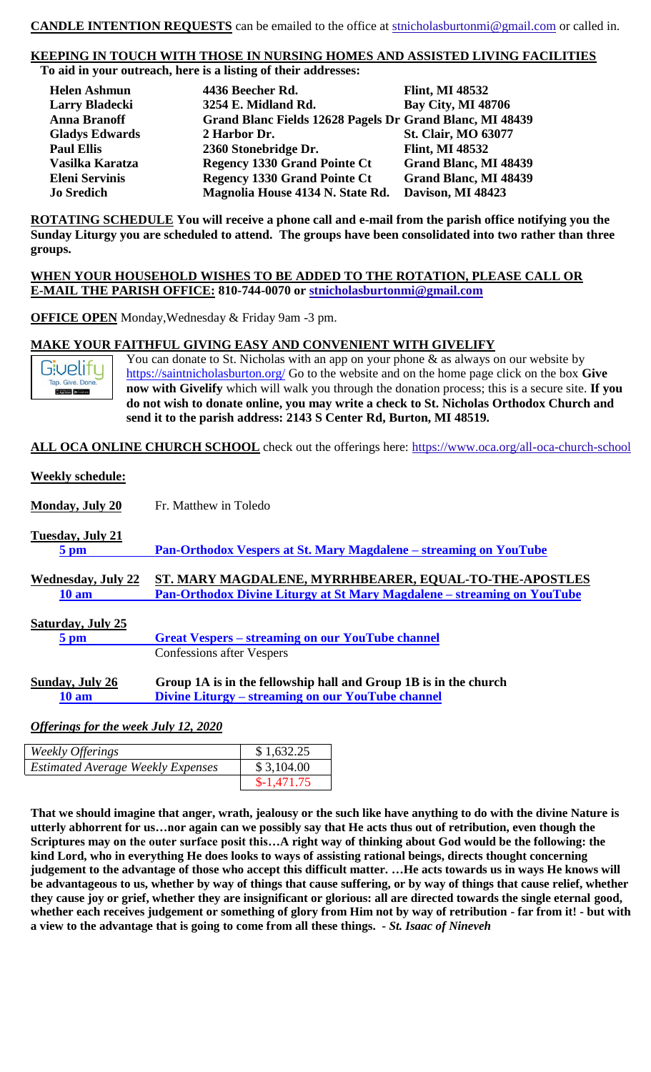**CANDLE INTENTION REQUESTS** can be emailed to the office at stnicholasburtonmi@gmail.com or called in.

**KEEPING IN TOUCH WITH THOSE IN NURSING HOMES AND ASSISTED LIVING FACILITIES**
**To aid in your outreach, here is a listing of their addresses:**

| | | |
|---|---|---|
| **Helen Ashmun** | **4436 Beecher Rd.** | **Flint, MI 48532** |
| **Larry Bladecki** | **3254 E. Midland Rd.** | **Bay City, MI 48706** |
| **Anna Branoff** | **Grand Blanc Fields 12628 Pagels Dr** | **Grand Blanc, MI 48439** |
| **Gladys Edwards** | **2 Harbor Dr.** | **St. Clair, MO 63077** |
| **Paul Ellis** | **2360 Stonebridge Dr.** | **Flint, MI 48532** |
| **Vasilka Karatza** | **Regency 1330 Grand Pointe Ct** | **Grand Blanc, MI 48439** |
| **Eleni Servinis** | **Regency 1330 Grand Pointe Ct** | **Grand Blanc, MI 48439** |
| **Jo Sredich** | **Magnolia House 4134 N. State Rd.** | **Davison, MI 48423** |

**ROTATING SCHEDULE You will receive a phone call and e-mail from the parish office notifying you the Sunday Liturgy you are scheduled to attend. The groups have been consolidated into two rather than three groups.**

**WHEN YOUR HOUSEHOLD WISHES TO BE ADDED TO THE ROTATION, PLEASE CALL OR E-MAIL THE PARISH OFFICE: 810-744-0070 or stnicholasburtonmi@gmail.com**

**OFFICE OPEN** Monday,Wednesday & Friday 9am -3 pm.

**MAKE YOUR FAITHFUL GIVING EASY AND CONVENIENT WITH GIVELIFY**

You can donate to St. Nicholas with an app on your phone & as always on our website by https://saintnicholasburton.org/ Go to the website and on the home page click on the box **Give now with Givelify** which will walk you through the donation process; this is a secure site. **If you do not wish to donate online, you may write a check to St. Nicholas Orthodox Church and send it to the parish address: 2143 S Center Rd, Burton, MI 48519.**

**ALL OCA ONLINE CHURCH SCHOOL** check out the offerings here: https://www.oca.org/all-oca-church-school

**Weekly schedule:**

**Monday, July 20** Fr. Matthew in Toledo

**Tuesday, July 21**
**5 pm** **Pan-Orthodox Vespers at St. Mary Magdalene – streaming on YouTube**

**Wednesday, July 22** **ST. MARY MAGDALENE, MYRRHBEARER, EQUAL-TO-THE-APOSTLES**
**10 am** **Pan-Orthodox Divine Liturgy at St Mary Magdalene – streaming on YouTube**

**Saturday, July 25**
**5 pm** **Great Vespers – streaming on our YouTube channel**
Confessions after Vespers

**Sunday, July 26** **Group 1A is in the fellowship hall and Group 1B is in the church**
**10 am** **Divine Liturgy – streaming on our YouTube channel**

***Offerings for the week July 12, 2020***

| | |
|---|---|
| *Weekly Offerings* | $ 1,632.25 |
| *Estimated Average Weekly Expenses* | $ 3,104.00 |
| | $-1,471.75 |

**That we should imagine that anger, wrath, jealousy or the such like have anything to do with the divine Nature is utterly abhorrent for us…nor again can we possibly say that He acts thus out of retribution, even though the Scriptures may on the outer surface posit this…A right way of thinking about God would be the following: the kind Lord, who in everything He does looks to ways of assisting rational beings, directs thought concerning judgement to the advantage of those who accept this difficult matter. …He acts towards us in ways He knows will be advantageous to us, whether by way of things that cause suffering, or by way of things that cause relief, whether they cause joy or grief, whether they are insignificant or glorious: all are directed towards the single eternal good, whether each receives judgement or something of glory from Him not by way of retribution - far from it! - but with a view to the advantage that is going to come from all these things. -** ***St. Isaac of Nineveh***